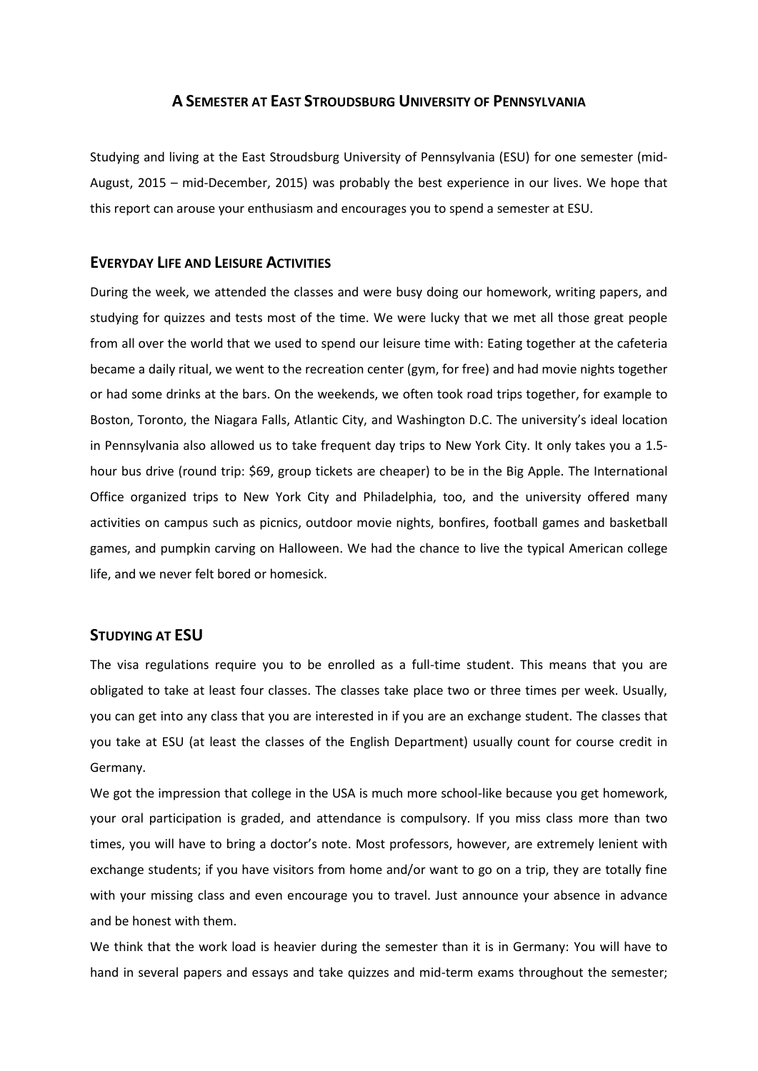# A Semester at East Stroudsburg University of Pennsylvania

Studying and living at the East Stroudsburg University of Pennsylvania (ESU) for one semester (mid-August, 2015 – mid-December, 2015) was probably the best experience in our lives. We hope that this report can arouse your enthusiasm and encourages you to spend a semester at ESU.

## Everyday Life and Leisure Activities

During the week, we attended the classes and were busy doing our homework, writing papers, and studying for quizzes and tests most of the time. We were lucky that we met all those great people from all over the world that we used to spend our leisure time with: Eating together at the cafeteria became a daily ritual, we went to the recreation center (gym, for free) and had movie nights together or had some drinks at the bars. On the weekends, we often took road trips together, for example to Boston, Toronto, the Niagara Falls, Atlantic City, and Washington D.C. The university's ideal location in Pennsylvania also allowed us to take frequent day trips to New York City. It only takes you a 1.5-hour bus drive (round trip: $69, group tickets are cheaper) to be in the Big Apple. The International Office organized trips to New York City and Philadelphia, too, and the university offered many activities on campus such as picnics, outdoor movie nights, bonfires, football games and basketball games, and pumpkin carving on Halloween. We had the chance to live the typical American college life, and we never felt bored or homesick.

## Studying at ESU

The visa regulations require you to be enrolled as a full-time student. This means that you are obligated to take at least four classes. The classes take place two or three times per week. Usually, you can get into any class that you are interested in if you are an exchange student. The classes that you take at ESU (at least the classes of the English Department) usually count for course credit in Germany.

We got the impression that college in the USA is much more school-like because you get homework, your oral participation is graded, and attendance is compulsory. If you miss class more than two times, you will have to bring a doctor's note. Most professors, however, are extremely lenient with exchange students; if you have visitors from home and/or want to go on a trip, they are totally fine with your missing class and even encourage you to travel. Just announce your absence in advance and be honest with them.

We think that the work load is heavier during the semester than it is in Germany: You will have to hand in several papers and essays and take quizzes and mid-term exams throughout the semester;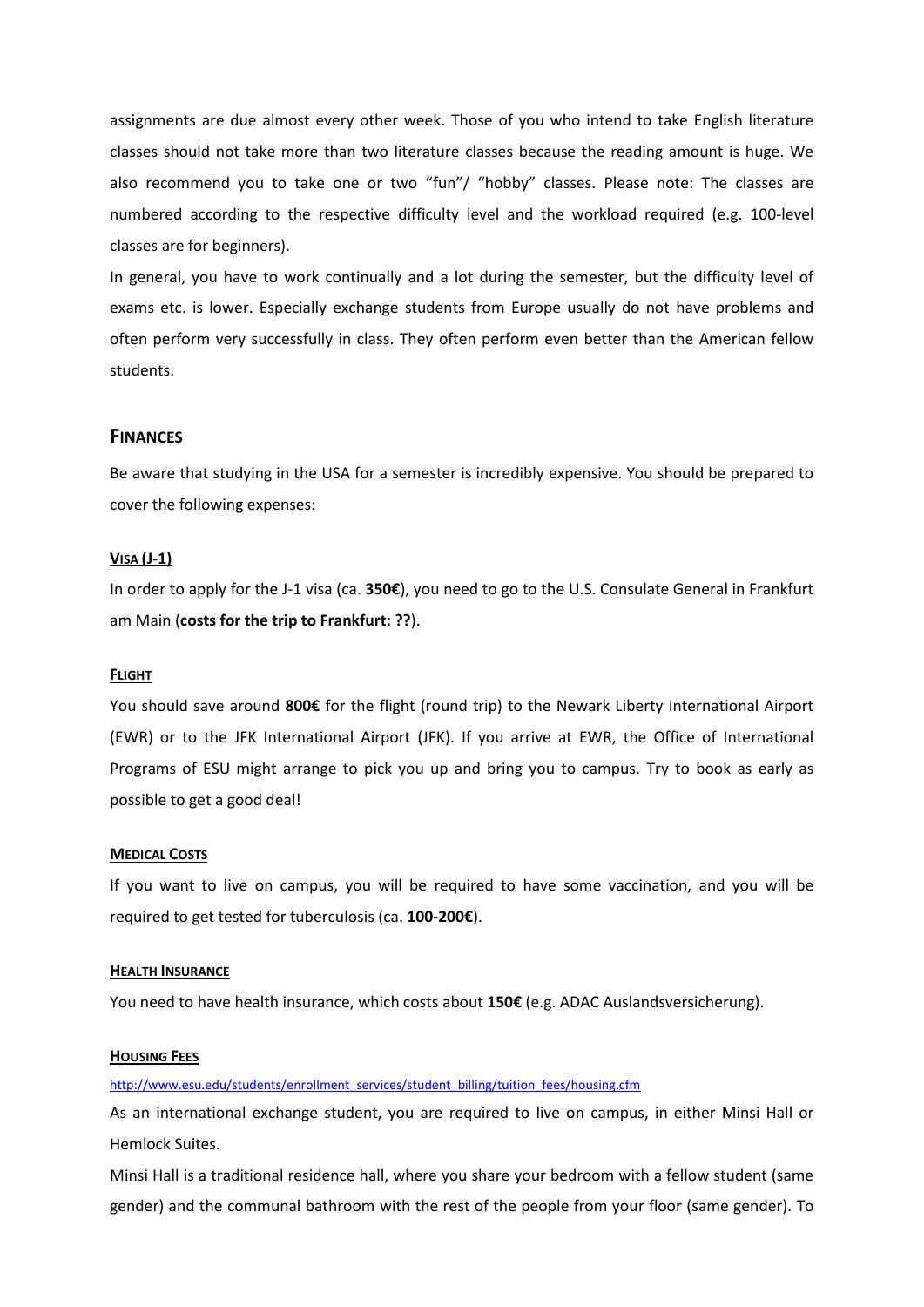assignments are due almost every other week. Those of you who intend to take English literature classes should not take more than two literature classes because the reading amount is huge. We also recommend you to take one or two "fun"/ "hobby" classes. Please note: The classes are numbered according to the respective difficulty level and the workload required (e.g. 100-level classes are for beginners).

In general, you have to work continually and a lot during the semester, but the difficulty level of exams etc. is lower. Especially exchange students from Europe usually do not have problems and often perform very successfully in class. They often perform even better than the American fellow students.

## Finances

Be aware that studying in the USA for a semester is incredibly expensive. You should be prepared to cover the following expenses:

### Visa (J-1)

In order to apply for the J-1 visa (ca. **350€**), you need to go to the U.S. Consulate General in Frankfurt am Main (**costs for the trip to Frankfurt: ??**).

### Flight

You should save around **800€** for the flight (round trip) to the Newark Liberty International Airport (EWR) or to the JFK International Airport (JFK). If you arrive at EWR, the Office of International Programs of ESU might arrange to pick you up and bring you to campus. Try to book as early as possible to get a good deal!

### Medical Costs

If you want to live on campus, you will be required to have some vaccination, and you will be required to get tested for tuberculosis (ca. **100-200€**).

### Health Insurance

You need to have health insurance, which costs about **150€** (e.g. ADAC Auslandsversicherung).

### Housing Fees

http://www.esu.edu/students/enrollment_services/student_billing/tuition_fees/housing.cfm

As an international exchange student, you are required to live on campus, in either Minsi Hall or Hemlock Suites.

Minsi Hall is a traditional residence hall, where you share your bedroom with a fellow student (same gender) and the communal bathroom with the rest of the people from your floor (same gender). To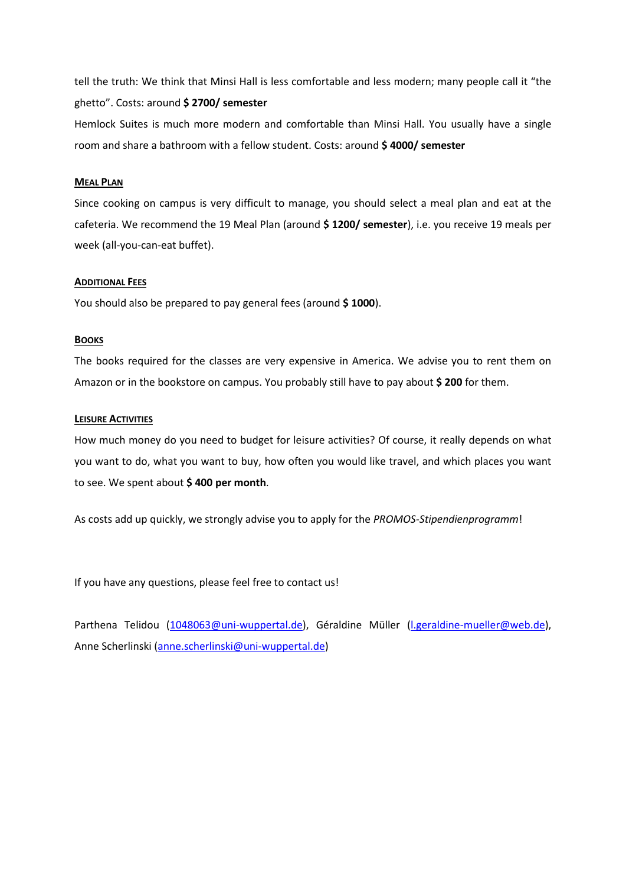tell the truth: We think that Minsi Hall is less comfortable and less modern; many people call it “the ghetto”. Costs: around **$ 2700/ semester**

Hemlock Suites is much more modern and comfortable than Minsi Hall. You usually have a single room and share a bathroom with a fellow student. Costs: around **$ 4000/ semester**

## Meal Plan

Since cooking on campus is very difficult to manage, you should select a meal plan and eat at the cafeteria. We recommend the 19 Meal Plan (around **$ 1200/ semester**), i.e. you receive 19 meals per week (all-you-can-eat buffet).

## Additional Fees

You should also be prepared to pay general fees (around **$ 1000**).

## Books

The books required for the classes are very expensive in America. We advise you to rent them on Amazon or in the bookstore on campus. You probably still have to pay about **$ 200** for them.

## Leisure Activities

How much money do you need to budget for leisure activities? Of course, it really depends on what you want to do, what you want to buy, how often you would like travel, and which places you want to see. We spent about **$ 400 per month**.

As costs add up quickly, we strongly advise you to apply for the *PROMOS-Stipendienprogramm*!

If you have any questions, please feel free to contact us!

Parthena Telidou (1048063@uni-wuppertal.de), Géraldine Müller (l.geraldine-mueller@web.de), Anne Scherlinski (anne.scherlinski@uni-wuppertal.de)